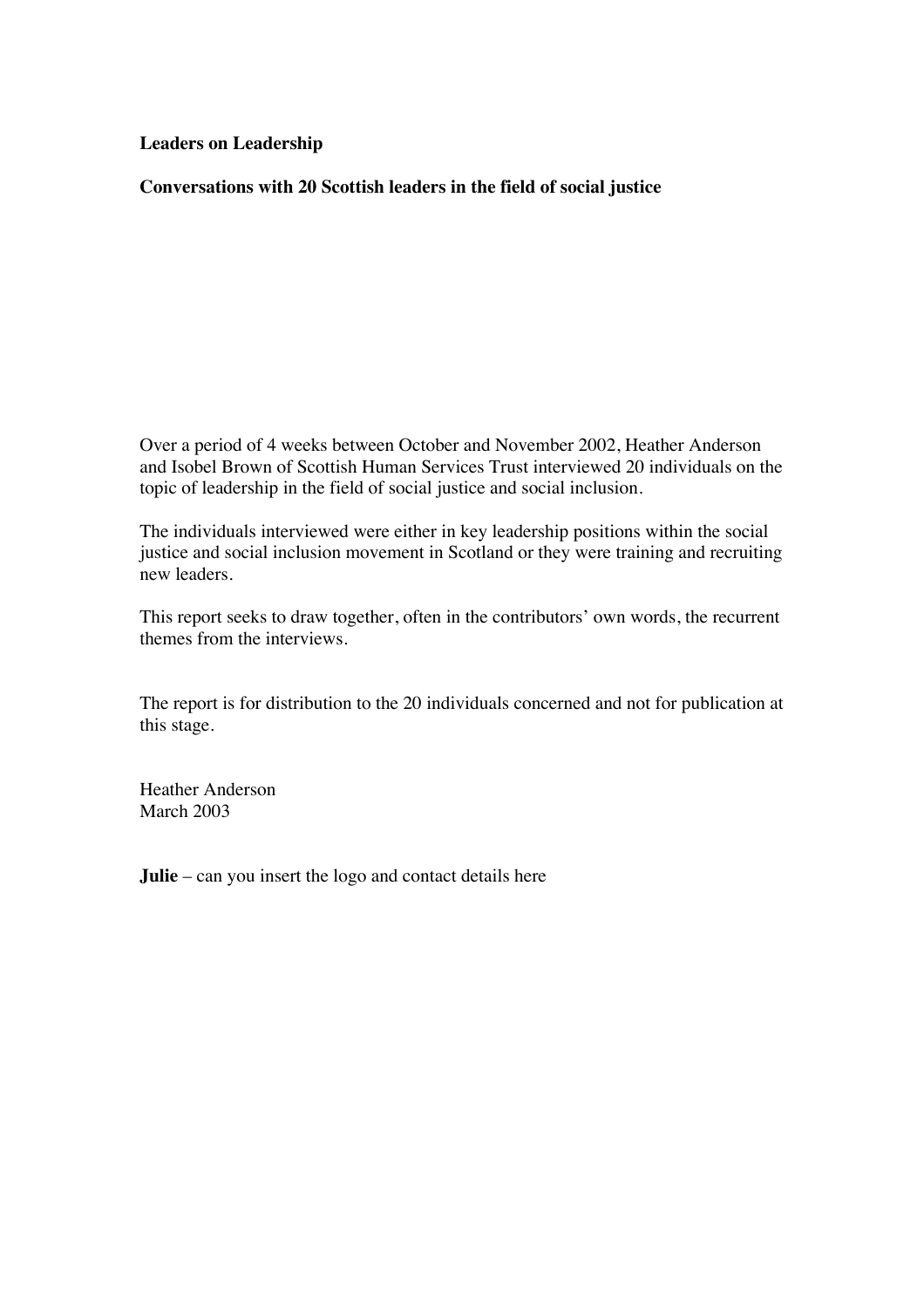# Leaders on Leadership

## Conversations with 20 Scottish leaders in the field of social justice

Over a period of 4 weeks between October and November 2002, Heather Anderson and Isobel Brown of Scottish Human Services Trust interviewed 20 individuals on the topic of leadership in the field of social justice and social inclusion.

The individuals interviewed were either in key leadership positions within the social justice and social inclusion movement in Scotland or they were training and recruiting new leaders.

This report seeks to draw together, often in the contributors' own words, the recurrent themes from the interviews.

The report is for distribution to the 20 individuals concerned and not for publication at this stage.

Heather Anderson
March 2003

**Julie** – can you insert the logo and contact details here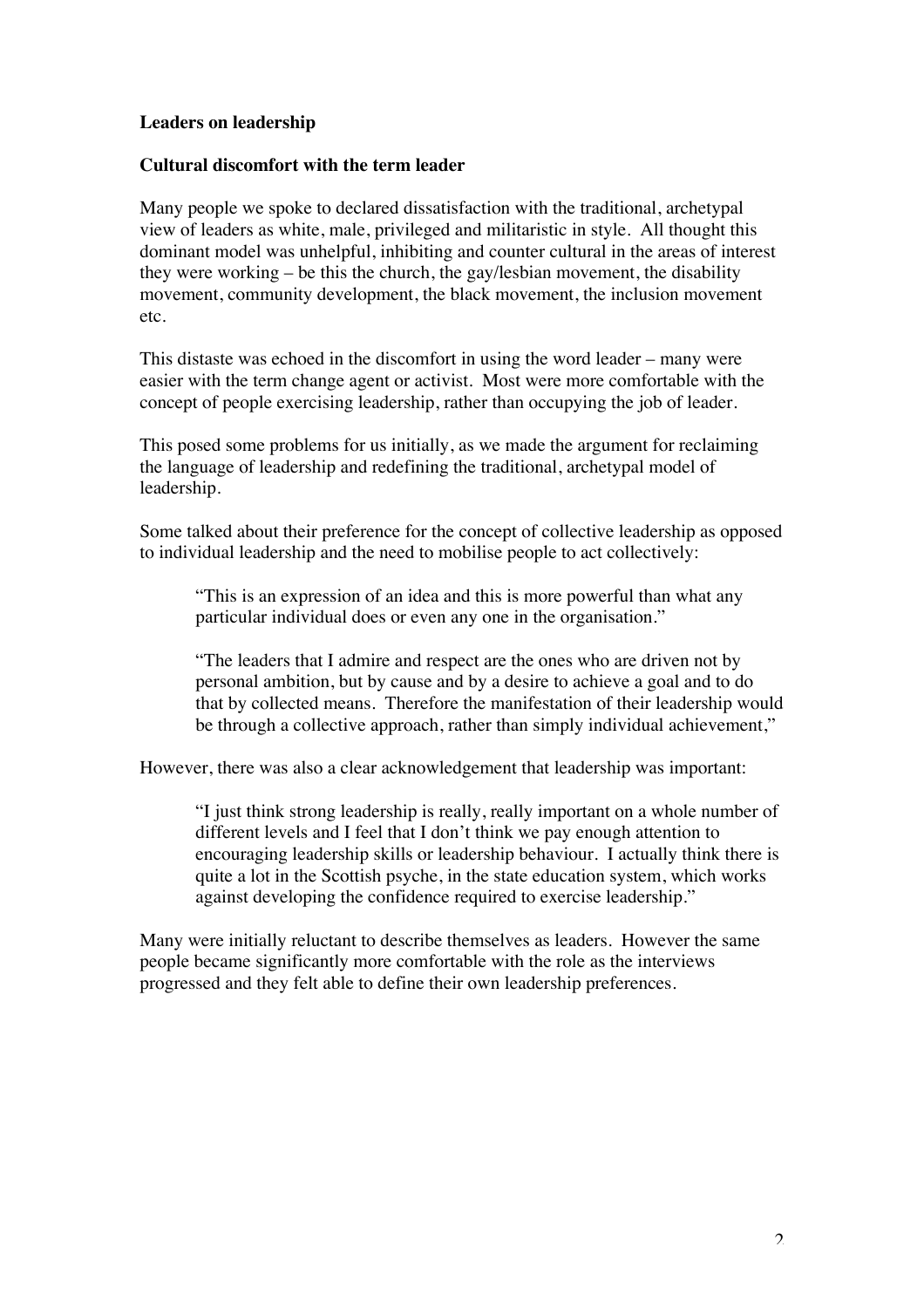**Leaders on leadership**

**Cultural discomfort with the term leader**

Many people we spoke to declared dissatisfaction with the traditional, archetypal view of leaders as white, male, privileged and militaristic in style. All thought this dominant model was unhelpful, inhibiting and counter cultural in the areas of interest they were working – be this the church, the gay/lesbian movement, the disability movement, community development, the black movement, the inclusion movement etc.

This distaste was echoed in the discomfort in using the word leader – many were easier with the term change agent or activist. Most were more comfortable with the concept of people exercising leadership, rather than occupying the job of leader.

This posed some problems for us initially, as we made the argument for reclaiming the language of leadership and redefining the traditional, archetypal model of leadership.

Some talked about their preference for the concept of collective leadership as opposed to individual leadership and the need to mobilise people to act collectively:

> "This is an expression of an idea and this is more powerful than what any particular individual does or even any one in the organisation."
>
> "The leaders that I admire and respect are the ones who are driven not by personal ambition, but by cause and by a desire to achieve a goal and to do that by collected means. Therefore the manifestation of their leadership would be through a collective approach, rather than simply individual achievement,"

However, there was also a clear acknowledgement that leadership was important:

> "I just think strong leadership is really, really important on a whole number of different levels and I feel that I don't think we pay enough attention to encouraging leadership skills or leadership behaviour. I actually think there is quite a lot in the Scottish psyche, in the state education system, which works against developing the confidence required to exercise leadership."

Many were initially reluctant to describe themselves as leaders. However the same people became significantly more comfortable with the role as the interviews progressed and they felt able to define their own leadership preferences.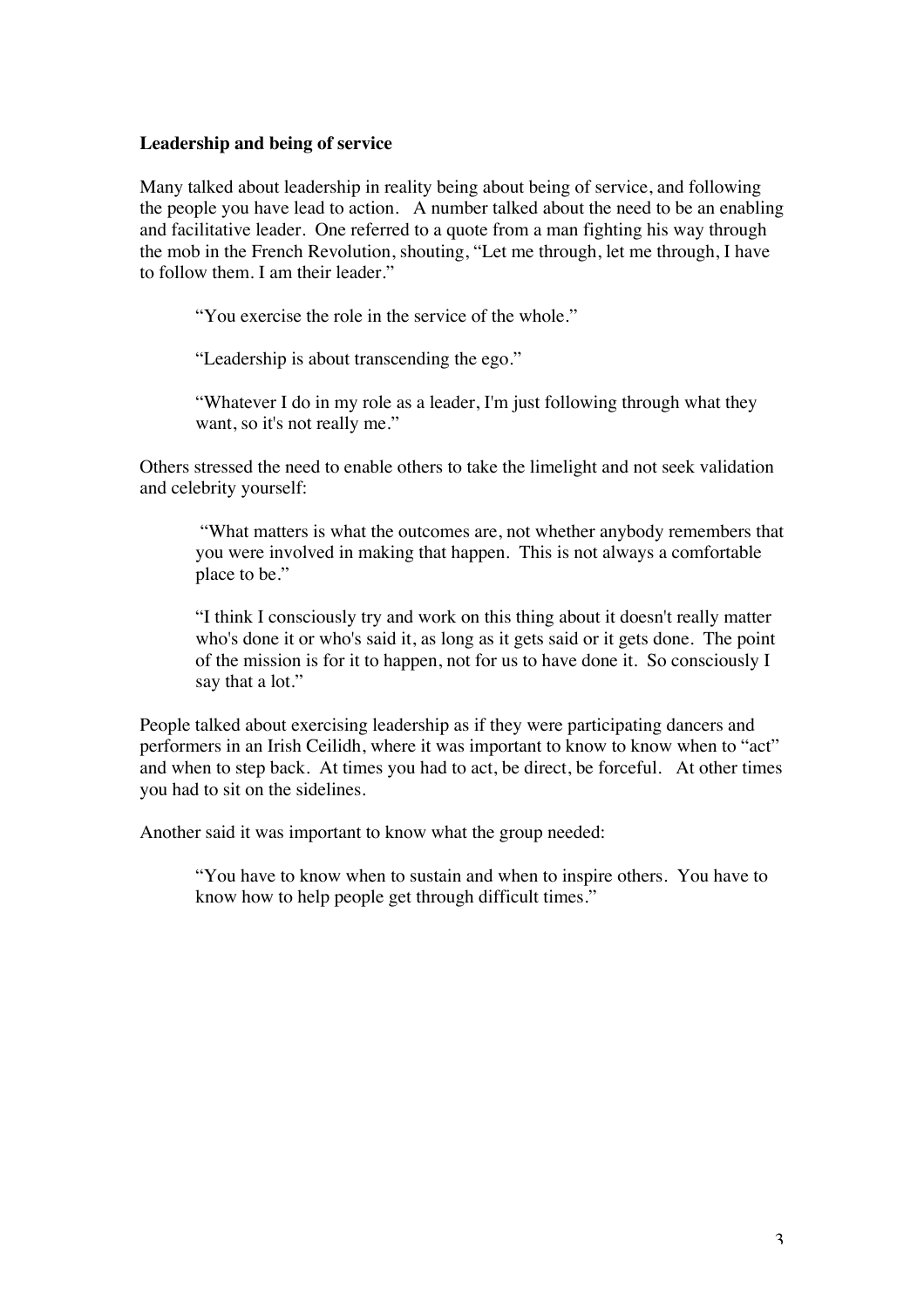**Leadership and being of service**

Many talked about leadership in reality being about being of service, and following the people you have lead to action. A number talked about the need to be an enabling and facilitative leader. One referred to a quote from a man fighting his way through the mob in the French Revolution, shouting, "Let me through, let me through, I have to follow them. I am their leader."

> "You exercise the role in the service of the whole."
>
> "Leadership is about transcending the ego."
>
> "Whatever I do in my role as a leader, I'm just following through what they want, so it's not really me."

Others stressed the need to enable others to take the limelight and not seek validation and celebrity yourself:

> "What matters is what the outcomes are, not whether anybody remembers that you were involved in making that happen. This is not always a comfortable place to be."
>
> "I think I consciously try and work on this thing about it doesn't really matter who's done it or who's said it, as long as it gets said or it gets done. The point of the mission is for it to happen, not for us to have done it. So consciously I say that a lot."

People talked about exercising leadership as if they were participating dancers and performers in an Irish Ceilidh, where it was important to know to know when to "act" and when to step back. At times you had to act, be direct, be forceful. At other times you had to sit on the sidelines.

Another said it was important to know what the group needed:

> "You have to know when to sustain and when to inspire others. You have to know how to help people get through difficult times."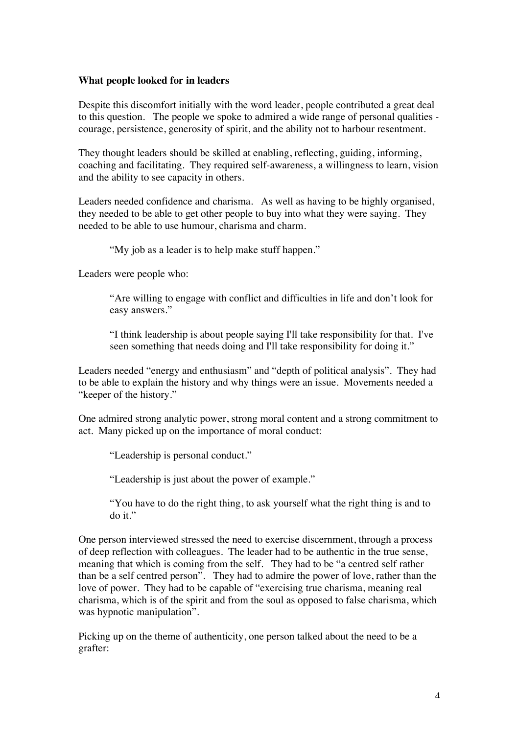**What people looked for in leaders**

Despite this discomfort initially with the word leader, people contributed a great deal to this question. The people we spoke to admired a wide range of personal qualities - courage, persistence, generosity of spirit, and the ability not to harbour resentment.

They thought leaders should be skilled at enabling, reflecting, guiding, informing, coaching and facilitating. They required self-awareness, a willingness to learn, vision and the ability to see capacity in others.

Leaders needed confidence and charisma. As well as having to be highly organised, they needed to be able to get other people to buy into what they were saying. They needed to be able to use humour, charisma and charm.

> "My job as a leader is to help make stuff happen."

Leaders were people who:

> "Are willing to engage with conflict and difficulties in life and don't look for easy answers."
>
> "I think leadership is about people saying I'll take responsibility for that. I've seen something that needs doing and I'll take responsibility for doing it."

Leaders needed "energy and enthusiasm" and "depth of political analysis". They had to be able to explain the history and why things were an issue. Movements needed a "keeper of the history."

One admired strong analytic power, strong moral content and a strong commitment to act. Many picked up on the importance of moral conduct:

> "Leadership is personal conduct."
>
> "Leadership is just about the power of example."
>
> "You have to do the right thing, to ask yourself what the right thing is and to do it."

One person interviewed stressed the need to exercise discernment, through a process of deep reflection with colleagues. The leader had to be authentic in the true sense, meaning that which is coming from the self. They had to be "a centred self rather than be a self centred person". They had to admire the power of love, rather than the love of power. They had to be capable of "exercising true charisma, meaning real charisma, which is of the spirit and from the soul as opposed to false charisma, which was hypnotic manipulation".

Picking up on the theme of authenticity, one person talked about the need to be a grafter: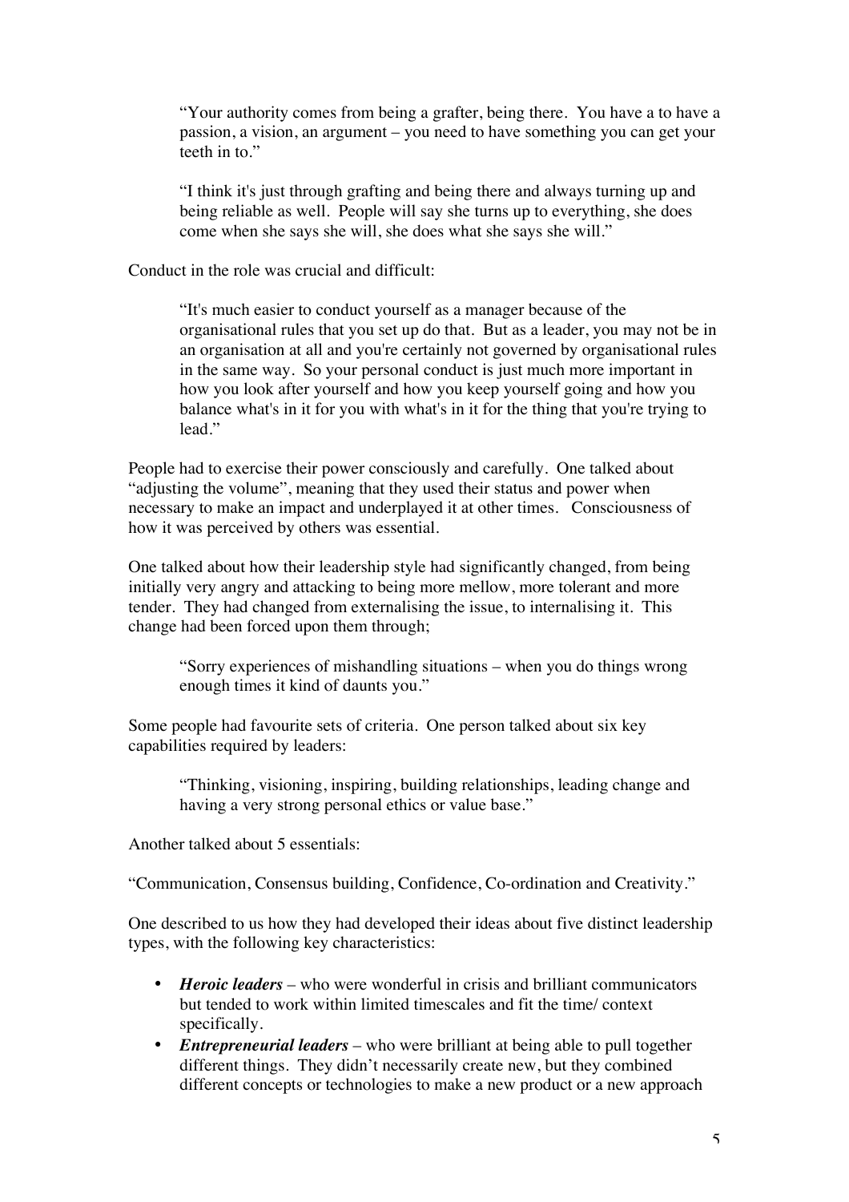> "Your authority comes from being a grafter, being there. You have a to have a passion, a vision, an argument – you need to have something you can get your teeth in to."

> "I think it's just through grafting and being there and always turning up and being reliable as well. People will say she turns up to everything, she does come when she says she will, she does what she says she will."

Conduct in the role was crucial and difficult:

> "It's much easier to conduct yourself as a manager because of the organisational rules that you set up do that. But as a leader, you may not be in an organisation at all and you're certainly not governed by organisational rules in the same way. So your personal conduct is just much more important in how you look after yourself and how you keep yourself going and how you balance what's in it for you with what's in it for the thing that you're trying to lead."

People had to exercise their power consciously and carefully. One talked about "adjusting the volume", meaning that they used their status and power when necessary to make an impact and underplayed it at other times. Consciousness of how it was perceived by others was essential.

One talked about how their leadership style had significantly changed, from being initially very angry and attacking to being more mellow, more tolerant and more tender. They had changed from externalising the issue, to internalising it. This change had been forced upon them through;

> "Sorry experiences of mishandling situations – when you do things wrong enough times it kind of daunts you."

Some people had favourite sets of criteria. One person talked about six key capabilities required by leaders:

> "Thinking, visioning, inspiring, building relationships, leading change and having a very strong personal ethics or value base."

Another talked about 5 essentials:

"Communication, Consensus building, Confidence, Co-ordination and Creativity."

One described to us how they had developed their ideas about five distinct leadership types, with the following key characteristics:

- ***Heroic leaders*** – who were wonderful in crisis and brilliant communicators but tended to work within limited timescales and fit the time/ context specifically.
- ***Entrepreneurial leaders*** – who were brilliant at being able to pull together different things. They didn't necessarily create new, but they combined different concepts or technologies to make a new product or a new approach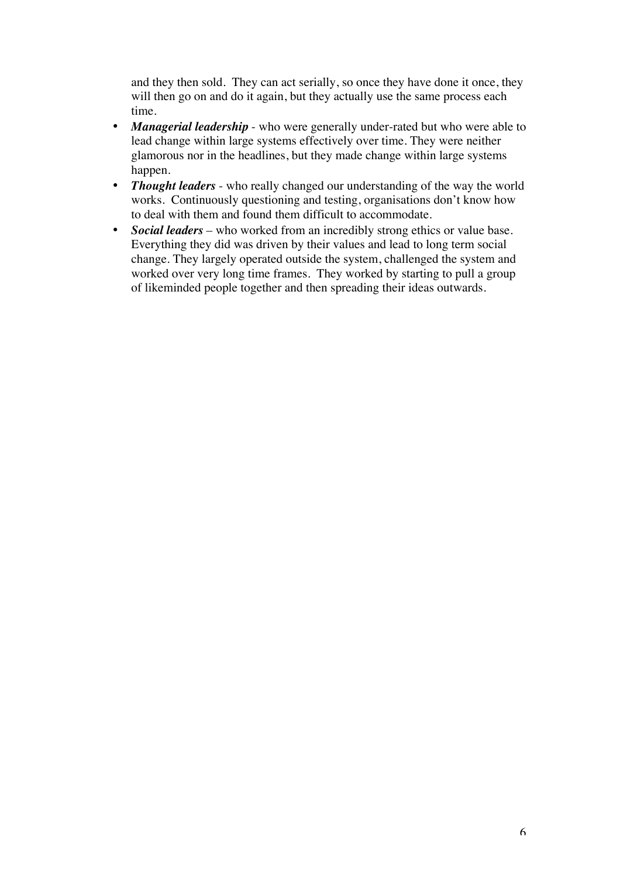and they then sold. They can act serially, so once they have done it once, they will then go on and do it again, but they actually use the same process each time.

- ***Managerial leadership*** - who were generally under-rated but who were able to lead change within large systems effectively over time. They were neither glamorous nor in the headlines, but they made change within large systems happen.
- ***Thought leaders*** - who really changed our understanding of the way the world works. Continuously questioning and testing, organisations don't know how to deal with them and found them difficult to accommodate.
- ***Social leaders*** – who worked from an incredibly strong ethics or value base. Everything they did was driven by their values and lead to long term social change. They largely operated outside the system, challenged the system and worked over very long time frames. They worked by starting to pull a group of likeminded people together and then spreading their ideas outwards.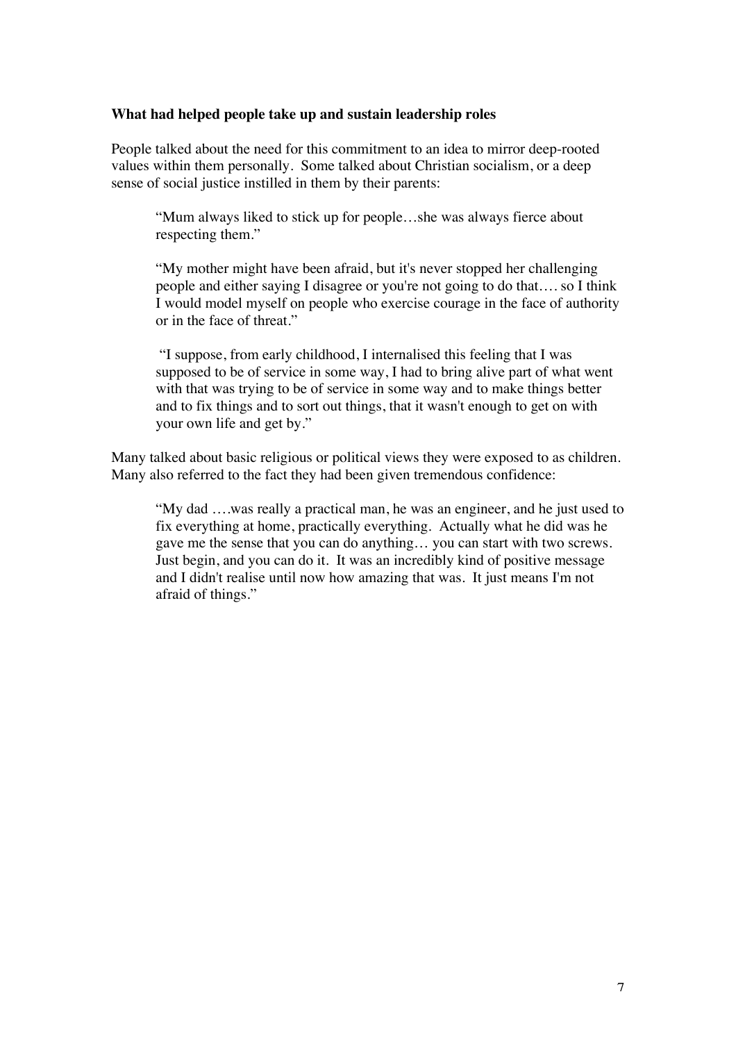**What had helped people take up and sustain leadership roles**

People talked about the need for this commitment to an idea to mirror deep-rooted values within them personally. Some talked about Christian socialism, or a deep sense of social justice instilled in them by their parents:

> "Mum always liked to stick up for people…she was always fierce about respecting them."

> "My mother might have been afraid, but it's never stopped her challenging people and either saying I disagree or you're not going to do that…. so I think I would model myself on people who exercise courage in the face of authority or in the face of threat."

> "I suppose, from early childhood, I internalised this feeling that I was supposed to be of service in some way, I had to bring alive part of what went with that was trying to be of service in some way and to make things better and to fix things and to sort out things, that it wasn't enough to get on with your own life and get by."

Many talked about basic religious or political views they were exposed to as children. Many also referred to the fact they had been given tremendous confidence:

> "My dad ….was really a practical man, he was an engineer, and he just used to fix everything at home, practically everything. Actually what he did was he gave me the sense that you can do anything… you can start with two screws. Just begin, and you can do it. It was an incredibly kind of positive message and I didn't realise until now how amazing that was. It just means I'm not afraid of things."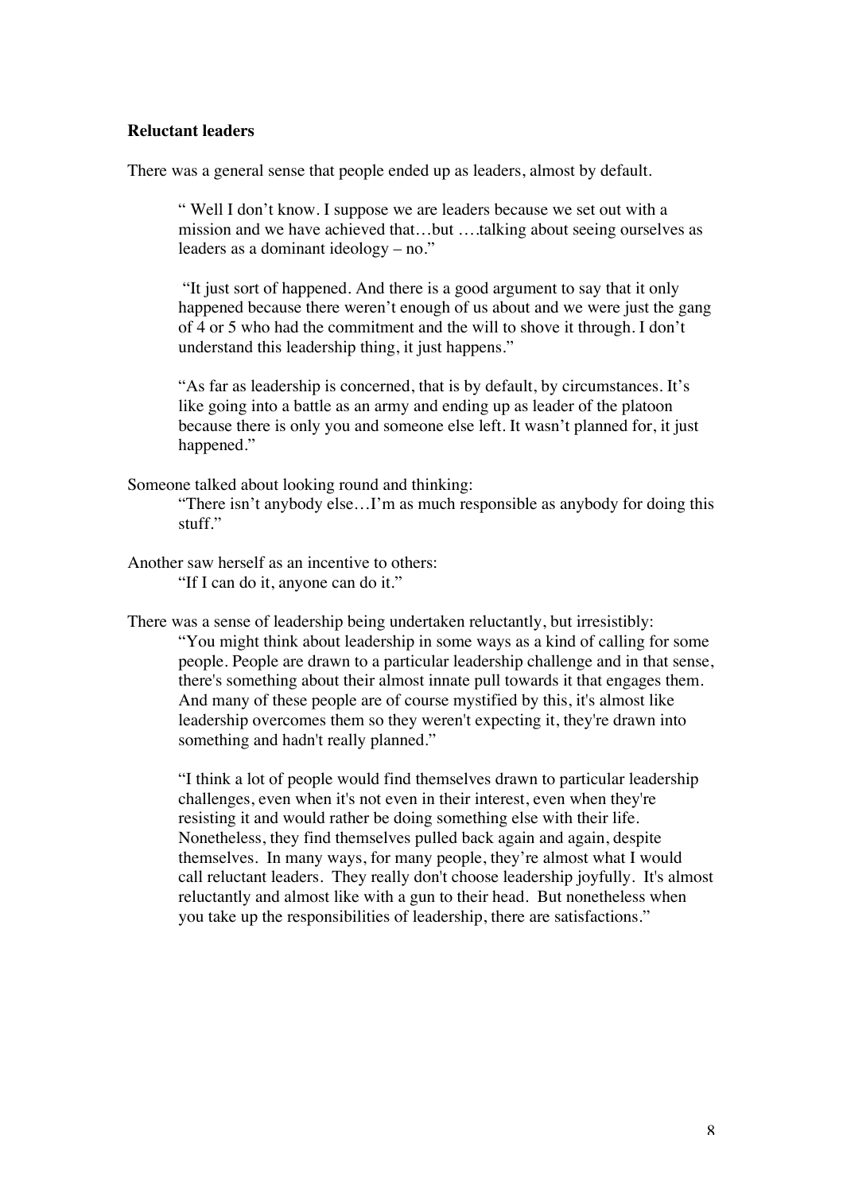**Reluctant leaders**

There was a general sense that people ended up as leaders, almost by default.

> " Well I don't know. I suppose we are leaders because we set out with a mission and we have achieved that…but ….talking about seeing ourselves as leaders as a dominant ideology – no."
>
> "It just sort of happened. And there is a good argument to say that it only happened because there weren't enough of us about and we were just the gang of 4 or 5 who had the commitment and the will to shove it through. I don't understand this leadership thing, it just happens."
>
> "As far as leadership is concerned, that is by default, by circumstances. It's like going into a battle as an army and ending up as leader of the platoon because there is only you and someone else left. It wasn't planned for, it just happened."

Someone talked about looking round and thinking:

> "There isn't anybody else…I'm as much responsible as anybody for doing this stuff."

Another saw herself as an incentive to others:

> "If I can do it, anyone can do it."

There was a sense of leadership being undertaken reluctantly, but irresistibly:

> "You might think about leadership in some ways as a kind of calling for some people. People are drawn to a particular leadership challenge and in that sense, there's something about their almost innate pull towards it that engages them. And many of these people are of course mystified by this, it's almost like leadership overcomes them so they weren't expecting it, they're drawn into something and hadn't really planned."
>
> "I think a lot of people would find themselves drawn to particular leadership challenges, even when it's not even in their interest, even when they're resisting it and would rather be doing something else with their life. Nonetheless, they find themselves pulled back again and again, despite themselves. In many ways, for many people, they're almost what I would call reluctant leaders. They really don't choose leadership joyfully. It's almost reluctantly and almost like with a gun to their head. But nonetheless when you take up the responsibilities of leadership, there are satisfactions."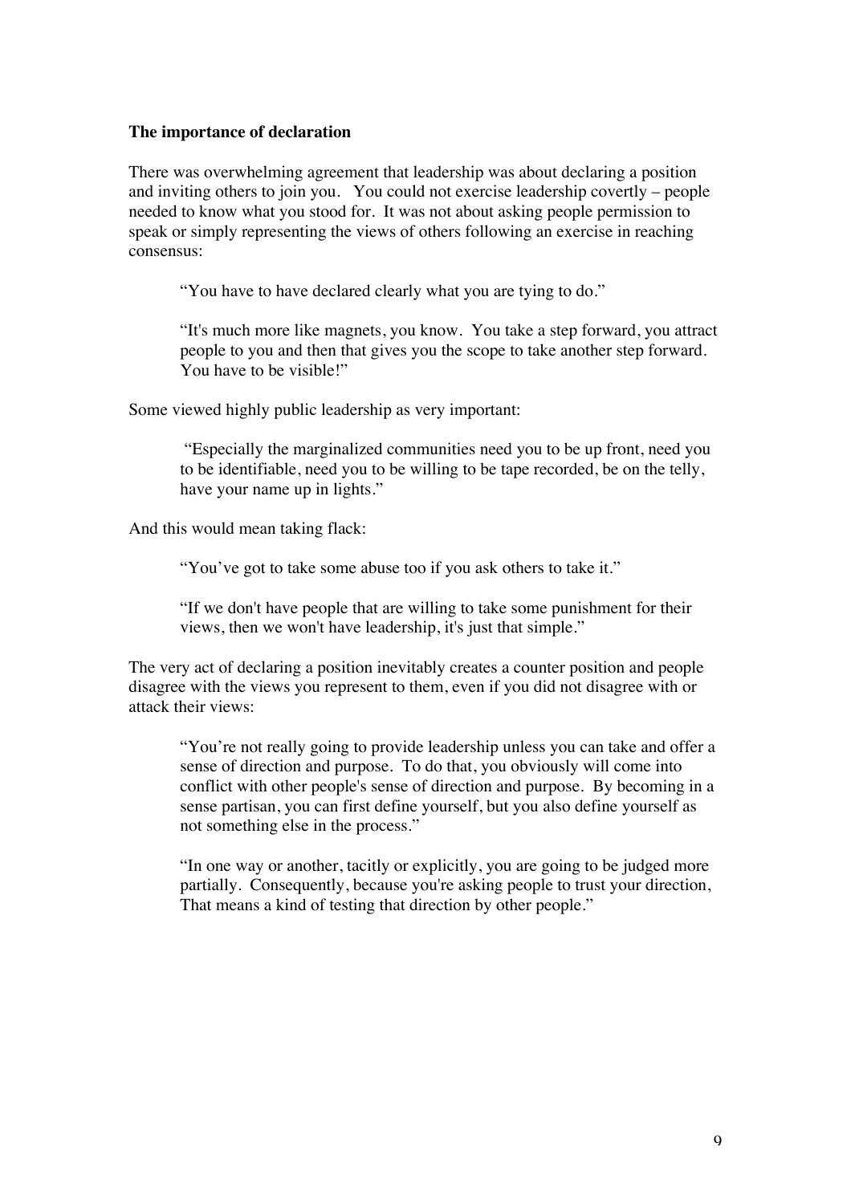**The importance of declaration**

There was overwhelming agreement that leadership was about declaring a position and inviting others to join you. You could not exercise leadership covertly – people needed to know what you stood for. It was not about asking people permission to speak or simply representing the views of others following an exercise in reaching consensus:

> "You have to have declared clearly what you are tying to do."
>
> "It's much more like magnets, you know. You take a step forward, you attract people to you and then that gives you the scope to take another step forward. You have to be visible!"

Some viewed highly public leadership as very important:

> "Especially the marginalized communities need you to be up front, need you to be identifiable, need you to be willing to be tape recorded, be on the telly, have your name up in lights."

And this would mean taking flack:

> "You've got to take some abuse too if you ask others to take it."
>
> "If we don't have people that are willing to take some punishment for their views, then we won't have leadership, it's just that simple."

The very act of declaring a position inevitably creates a counter position and people disagree with the views you represent to them, even if you did not disagree with or attack their views:

> "You're not really going to provide leadership unless you can take and offer a sense of direction and purpose. To do that, you obviously will come into conflict with other people's sense of direction and purpose. By becoming in a sense partisan, you can first define yourself, but you also define yourself as not something else in the process."
>
> "In one way or another, tacitly or explicitly, you are going to be judged more partially. Consequently, because you're asking people to trust your direction, That means a kind of testing that direction by other people."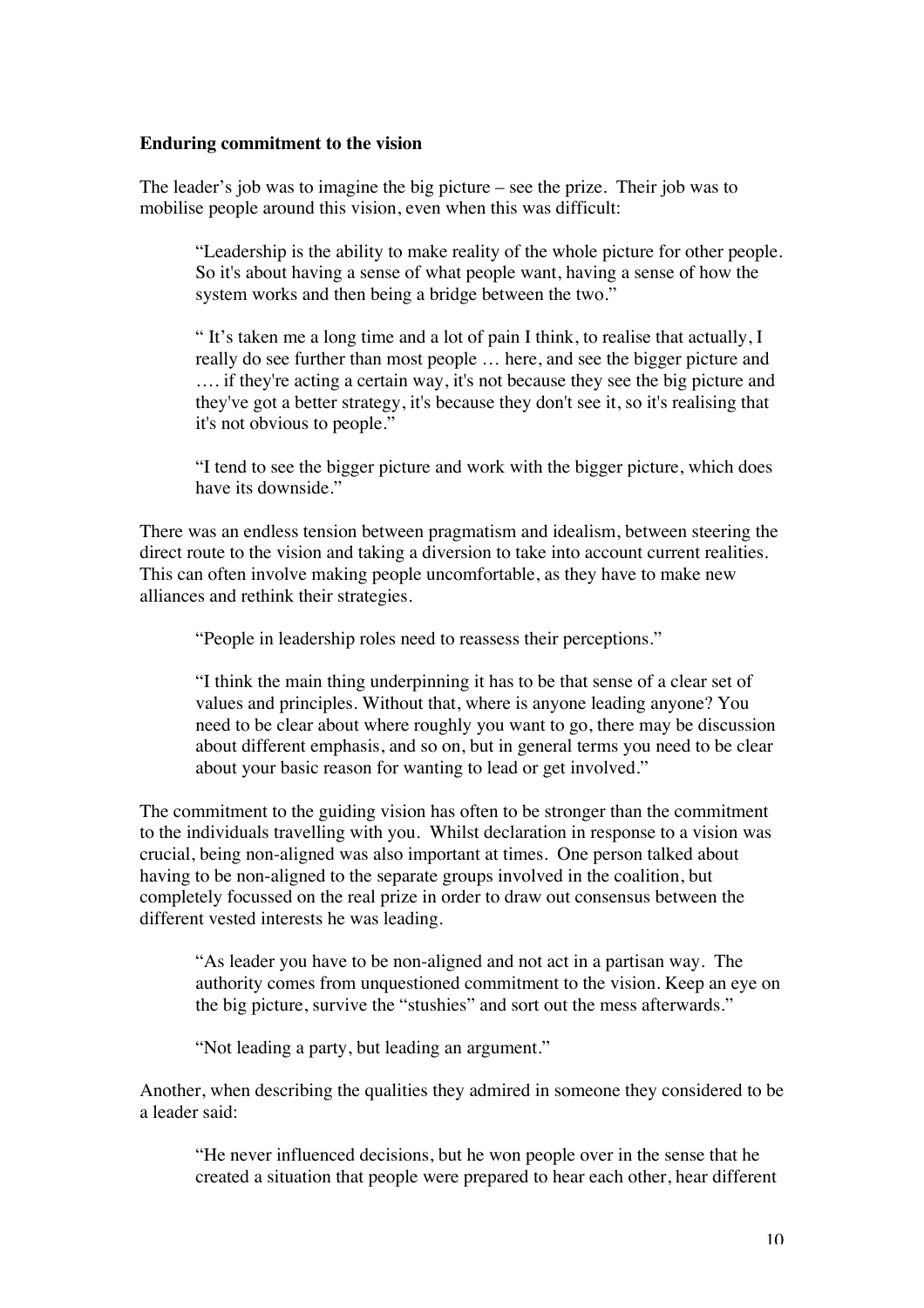**Enduring commitment to the vision**

The leader's job was to imagine the big picture – see the prize. Their job was to mobilise people around this vision, even when this was difficult:

> "Leadership is the ability to make reality of the whole picture for other people. So it's about having a sense of what people want, having a sense of how the system works and then being a bridge between the two."
>
> " It's taken me a long time and a lot of pain I think, to realise that actually, I really do see further than most people … here, and see the bigger picture and …. if they're acting a certain way, it's not because they see the big picture and they've got a better strategy, it's because they don't see it, so it's realising that it's not obvious to people."
>
> "I tend to see the bigger picture and work with the bigger picture, which does have its downside."

There was an endless tension between pragmatism and idealism, between steering the direct route to the vision and taking a diversion to take into account current realities. This can often involve making people uncomfortable, as they have to make new alliances and rethink their strategies.

> "People in leadership roles need to reassess their perceptions."
>
> "I think the main thing underpinning it has to be that sense of a clear set of values and principles. Without that, where is anyone leading anyone? You need to be clear about where roughly you want to go, there may be discussion about different emphasis, and so on, but in general terms you need to be clear about your basic reason for wanting to lead or get involved."

The commitment to the guiding vision has often to be stronger than the commitment to the individuals travelling with you. Whilst declaration in response to a vision was crucial, being non-aligned was also important at times. One person talked about having to be non-aligned to the separate groups involved in the coalition, but completely focussed on the real prize in order to draw out consensus between the different vested interests he was leading.

> "As leader you have to be non-aligned and not act in a partisan way. The authority comes from unquestioned commitment to the vision. Keep an eye on the big picture, survive the "stushies" and sort out the mess afterwards."
>
> "Not leading a party, but leading an argument."

Another, when describing the qualities they admired in someone they considered to be a leader said:

> "He never influenced decisions, but he won people over in the sense that he created a situation that people were prepared to hear each other, hear different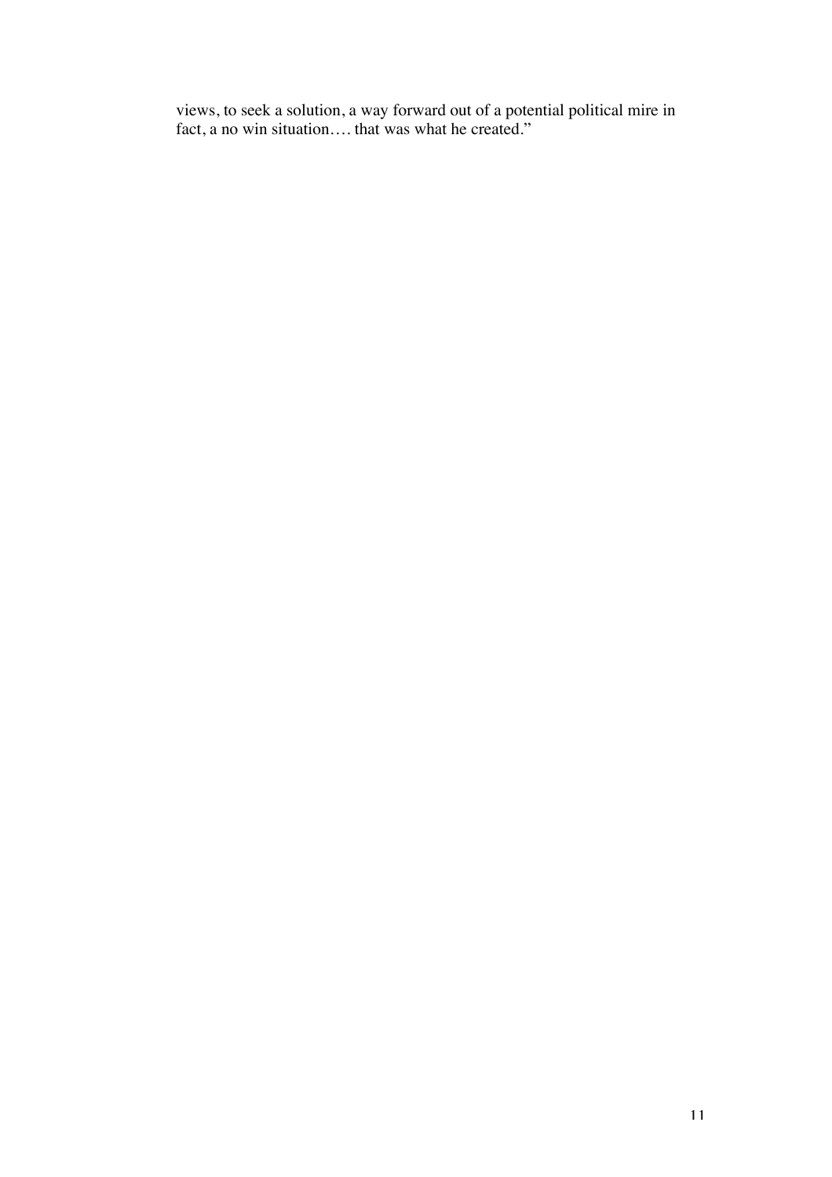views, to seek a solution, a way forward out of a potential political mire in fact, a no win situation…. that was what he created."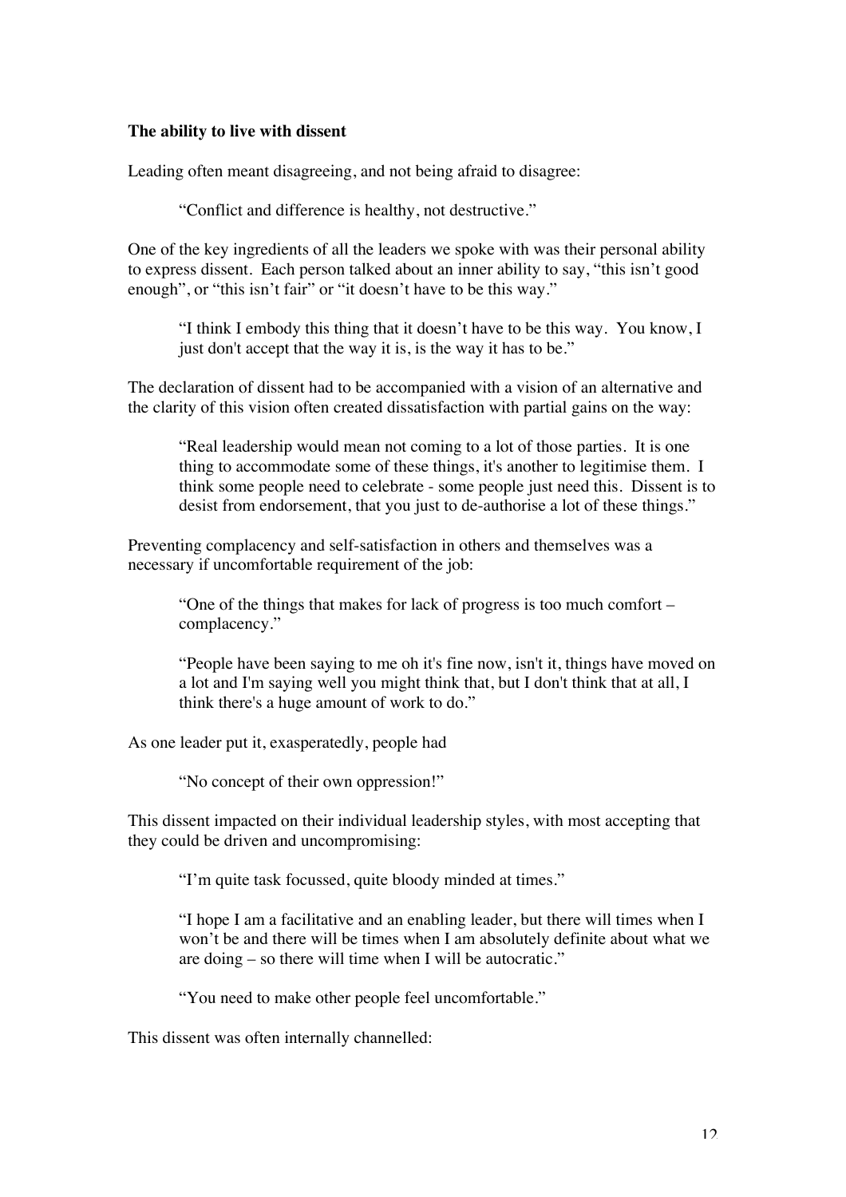**The ability to live with dissent**

Leading often meant disagreeing, and not being afraid to disagree:

> "Conflict and difference is healthy, not destructive."

One of the key ingredients of all the leaders we spoke with was their personal ability to express dissent. Each person talked about an inner ability to say, "this isn't good enough", or "this isn't fair" or "it doesn't have to be this way."

> "I think I embody this thing that it doesn't have to be this way. You know, I just don't accept that the way it is, is the way it has to be."

The declaration of dissent had to be accompanied with a vision of an alternative and the clarity of this vision often created dissatisfaction with partial gains on the way:

> "Real leadership would mean not coming to a lot of those parties. It is one thing to accommodate some of these things, it's another to legitimise them. I think some people need to celebrate - some people just need this. Dissent is to desist from endorsement, that you just to de-authorise a lot of these things."

Preventing complacency and self-satisfaction in others and themselves was a necessary if uncomfortable requirement of the job:

> "One of the things that makes for lack of progress is too much comfort – complacency."

> "People have been saying to me oh it's fine now, isn't it, things have moved on a lot and I'm saying well you might think that, but I don't think that at all, I think there's a huge amount of work to do."

As one leader put it, exasperatedly, people had

> "No concept of their own oppression!"

This dissent impacted on their individual leadership styles, with most accepting that they could be driven and uncompromising:

> "I'm quite task focussed, quite bloody minded at times."

> "I hope I am a facilitative and an enabling leader, but there will times when I won't be and there will be times when I am absolutely definite about what we are doing – so there will time when I will be autocratic."

> "You need to make other people feel uncomfortable."

This dissent was often internally channelled: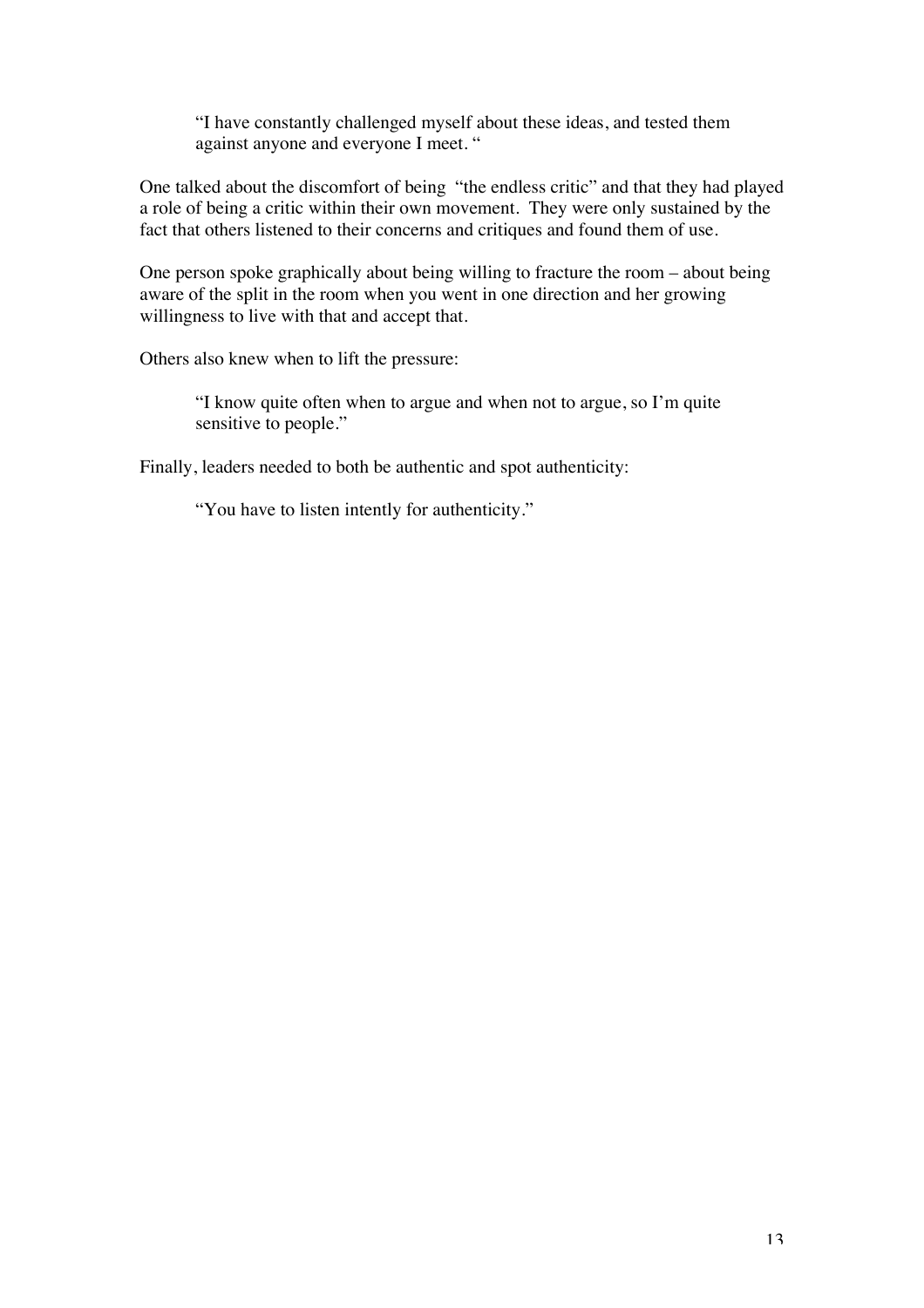> "I have constantly challenged myself about these ideas, and tested them against anyone and everyone I meet. "

One talked about the discomfort of being "the endless critic" and that they had played a role of being a critic within their own movement. They were only sustained by the fact that others listened to their concerns and critiques and found them of use.

One person spoke graphically about being willing to fracture the room – about being aware of the split in the room when you went in one direction and her growing willingness to live with that and accept that.

Others also knew when to lift the pressure:

> "I know quite often when to argue and when not to argue, so I'm quite sensitive to people."

Finally, leaders needed to both be authentic and spot authenticity:

> "You have to listen intently for authenticity."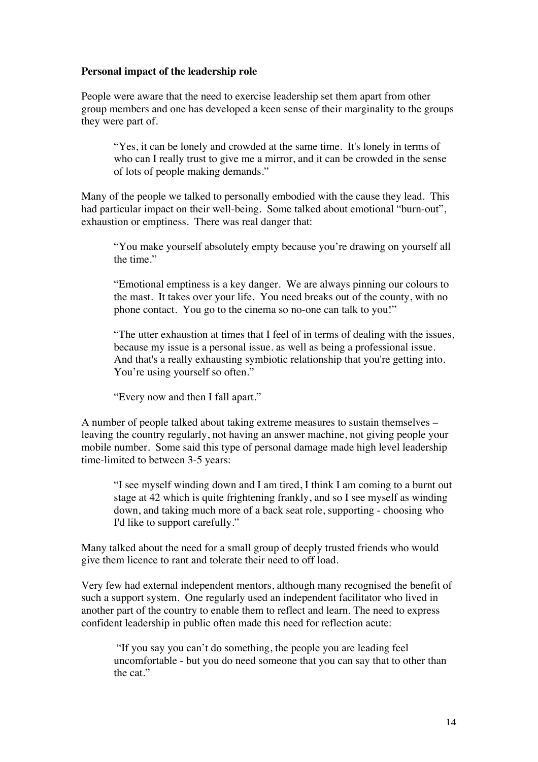**Personal impact of the leadership role**

People were aware that the need to exercise leadership set them apart from other group members and one has developed a keen sense of their marginality to the groups they were part of.

> "Yes, it can be lonely and crowded at the same time. It's lonely in terms of who can I really trust to give me a mirror, and it can be crowded in the sense of lots of people making demands."

Many of the people we talked to personally embodied with the cause they lead. This had particular impact on their well-being. Some talked about emotional "burn-out", exhaustion or emptiness. There was real danger that:

> "You make yourself absolutely empty because you're drawing on yourself all the time."
>
> "Emotional emptiness is a key danger. We are always pinning our colours to the mast. It takes over your life. You need breaks out of the county, with no phone contact. You go to the cinema so no-one can talk to you!"
>
> "The utter exhaustion at times that I feel of in terms of dealing with the issues, because my issue is a personal issue. as well as being a professional issue. And that's a really exhausting symbiotic relationship that you're getting into. You're using yourself so often."
>
> "Every now and then I fall apart."

A number of people talked about taking extreme measures to sustain themselves – leaving the country regularly, not having an answer machine, not giving people your mobile number. Some said this type of personal damage made high level leadership time-limited to between 3-5 years:

> "I see myself winding down and I am tired, I think I am coming to a burnt out stage at 42 which is quite frightening frankly, and so I see myself as winding down, and taking much more of a back seat role, supporting - choosing who I'd like to support carefully."

Many talked about the need for a small group of deeply trusted friends who would give them licence to rant and tolerate their need to off load.

Very few had external independent mentors, although many recognised the benefit of such a support system. One regularly used an independent facilitator who lived in another part of the country to enable them to reflect and learn. The need to express confident leadership in public often made this need for reflection acute:

> "If you say you can't do something, the people you are leading feel uncomfortable - but you do need someone that you can say that to other than the cat."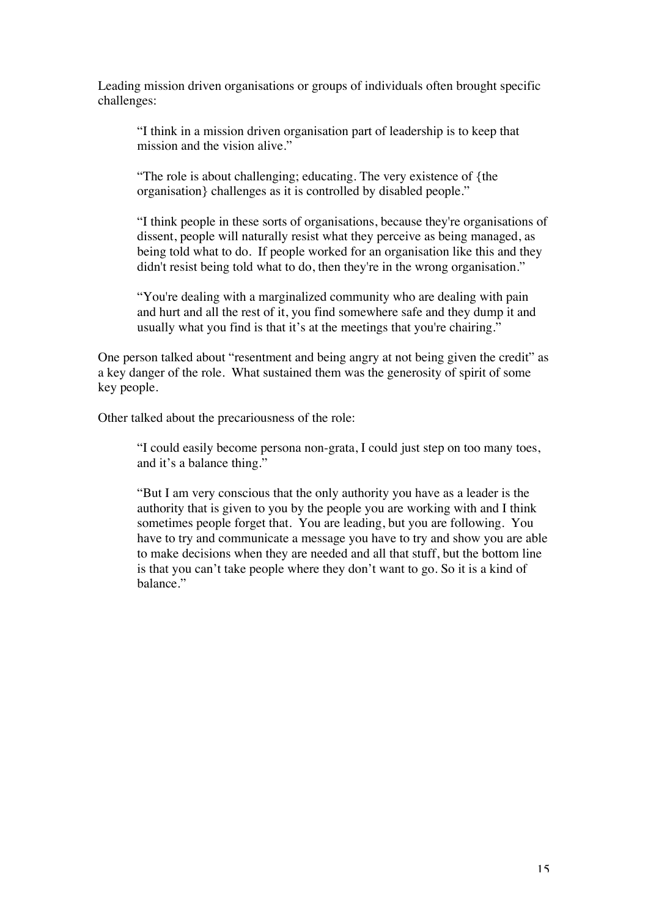Leading mission driven organisations or groups of individuals often brought specific challenges:

> "I think in a mission driven organisation part of leadership is to keep that mission and the vision alive."
>
> "The role is about challenging; educating. The very existence of {the organisation} challenges as it is controlled by disabled people."
>
> "I think people in these sorts of organisations, because they're organisations of dissent, people will naturally resist what they perceive as being managed, as being told what to do. If people worked for an organisation like this and they didn't resist being told what to do, then they're in the wrong organisation."
>
> "You're dealing with a marginalized community who are dealing with pain and hurt and all the rest of it, you find somewhere safe and they dump it and usually what you find is that it's at the meetings that you're chairing."

One person talked about "resentment and being angry at not being given the credit" as a key danger of the role. What sustained them was the generosity of spirit of some key people.

Other talked about the precariousness of the role:

> "I could easily become persona non-grata, I could just step on too many toes, and it's a balance thing."
>
> "But I am very conscious that the only authority you have as a leader is the authority that is given to you by the people you are working with and I think sometimes people forget that. You are leading, but you are following. You have to try and communicate a message you have to try and show you are able to make decisions when they are needed and all that stuff, but the bottom line is that you can't take people where they don't want to go. So it is a kind of balance."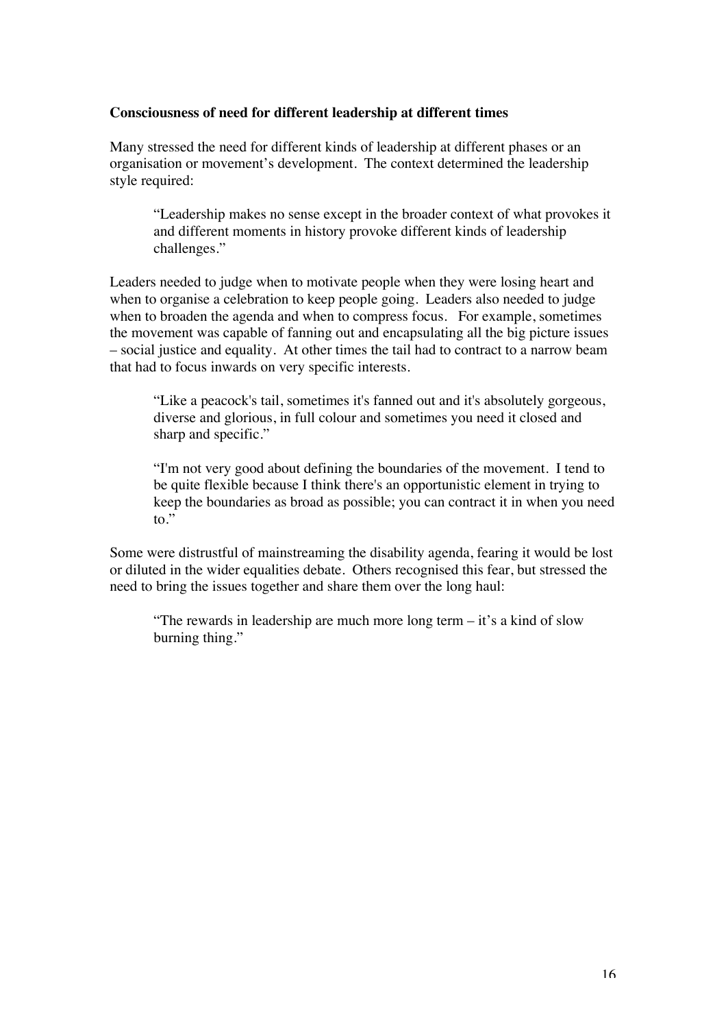**Consciousness of need for different leadership at different times**

Many stressed the need for different kinds of leadership at different phases or an organisation or movement's development. The context determined the leadership style required:

> "Leadership makes no sense except in the broader context of what provokes it and different moments in history provoke different kinds of leadership challenges."

Leaders needed to judge when to motivate people when they were losing heart and when to organise a celebration to keep people going. Leaders also needed to judge when to broaden the agenda and when to compress focus. For example, sometimes the movement was capable of fanning out and encapsulating all the big picture issues – social justice and equality. At other times the tail had to contract to a narrow beam that had to focus inwards on very specific interests.

> "Like a peacock's tail, sometimes it's fanned out and it's absolutely gorgeous, diverse and glorious, in full colour and sometimes you need it closed and sharp and specific."

> "I'm not very good about defining the boundaries of the movement. I tend to be quite flexible because I think there's an opportunistic element in trying to keep the boundaries as broad as possible; you can contract it in when you need to."

Some were distrustful of mainstreaming the disability agenda, fearing it would be lost or diluted in the wider equalities debate. Others recognised this fear, but stressed the need to bring the issues together and share them over the long haul:

> "The rewards in leadership are much more long term – it's a kind of slow burning thing."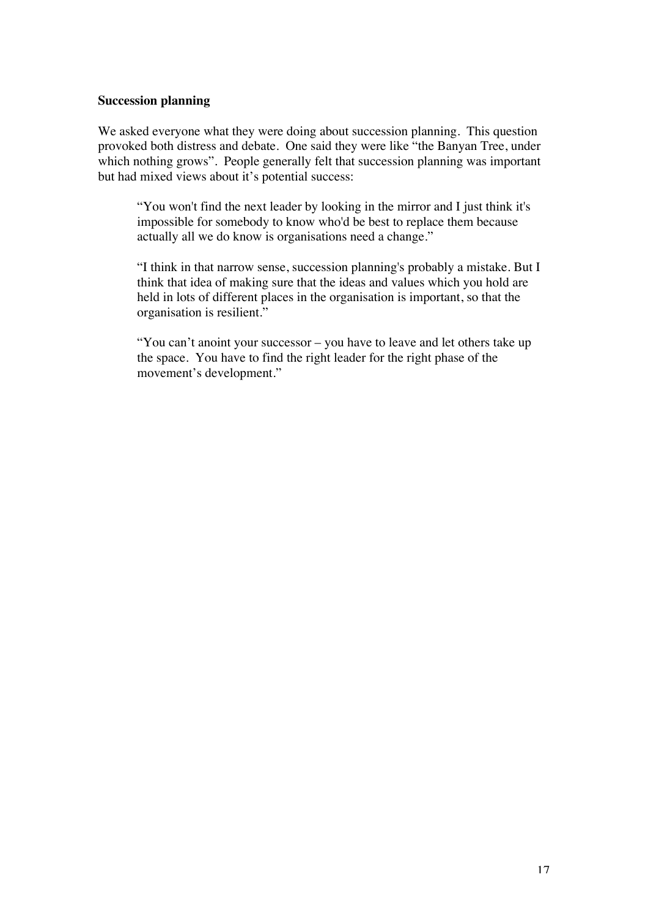**Succession planning**

We asked everyone what they were doing about succession planning. This question provoked both distress and debate. One said they were like "the Banyan Tree, under which nothing grows". People generally felt that succession planning was important but had mixed views about it's potential success:

> "You won't find the next leader by looking in the mirror and I just think it's impossible for somebody to know who'd be best to replace them because actually all we do know is organisations need a change."

> "I think in that narrow sense, succession planning's probably a mistake. But I think that idea of making sure that the ideas and values which you hold are held in lots of different places in the organisation is important, so that the organisation is resilient."

> "You can't anoint your successor – you have to leave and let others take up the space. You have to find the right leader for the right phase of the movement's development."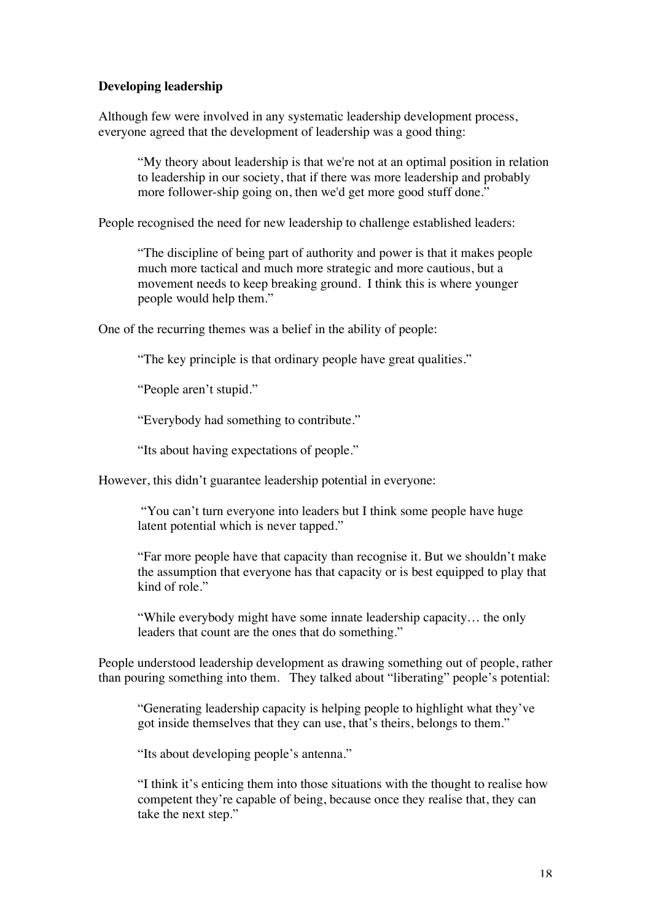**Developing leadership**

Although few were involved in any systematic leadership development process, everyone agreed that the development of leadership was a good thing:

> "My theory about leadership is that we're not at an optimal position in relation to leadership in our society, that if there was more leadership and probably more follower-ship going on, then we'd get more good stuff done."

People recognised the need for new leadership to challenge established leaders:

> "The discipline of being part of authority and power is that it makes people much more tactical and much more strategic and more cautious, but a movement needs to keep breaking ground. I think this is where younger people would help them."

One of the recurring themes was a belief in the ability of people:

> "The key principle is that ordinary people have great qualities."
>
> "People aren't stupid."
>
> "Everybody had something to contribute."
>
> "Its about having expectations of people."

However, this didn't guarantee leadership potential in everyone:

> "You can't turn everyone into leaders but I think some people have huge latent potential which is never tapped."
>
> "Far more people have that capacity than recognise it. But we shouldn't make the assumption that everyone has that capacity or is best equipped to play that kind of role."
>
> "While everybody might have some innate leadership capacity… the only leaders that count are the ones that do something."

People understood leadership development as drawing something out of people, rather than pouring something into them. They talked about "liberating" people's potential:

> "Generating leadership capacity is helping people to highlight what they've got inside themselves that they can use, that's theirs, belongs to them."
>
> "Its about developing people's antenna."
>
> "I think it's enticing them into those situations with the thought to realise how competent they're capable of being, because once they realise that, they can take the next step."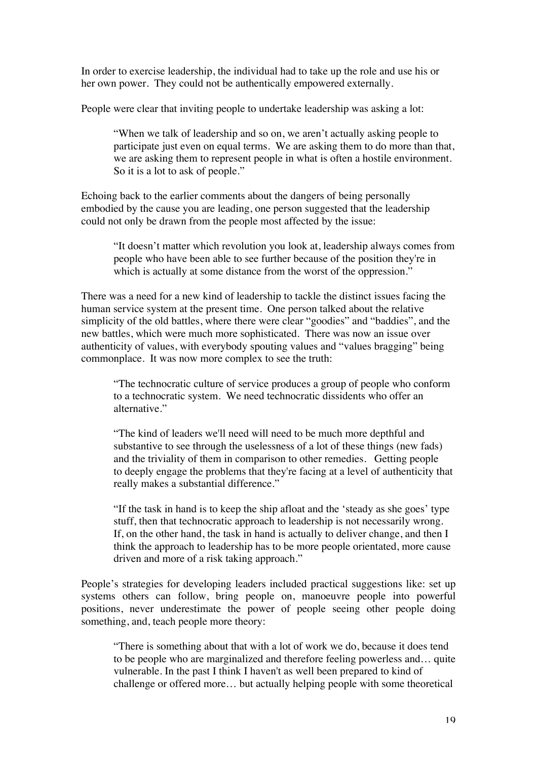In order to exercise leadership, the individual had to take up the role and use his or her own power. They could not be authentically empowered externally.

People were clear that inviting people to undertake leadership was asking a lot:

> "When we talk of leadership and so on, we aren't actually asking people to participate just even on equal terms. We are asking them to do more than that, we are asking them to represent people in what is often a hostile environment. So it is a lot to ask of people."

Echoing back to the earlier comments about the dangers of being personally embodied by the cause you are leading, one person suggested that the leadership could not only be drawn from the people most affected by the issue:

> "It doesn't matter which revolution you look at, leadership always comes from people who have been able to see further because of the position they're in which is actually at some distance from the worst of the oppression."

There was a need for a new kind of leadership to tackle the distinct issues facing the human service system at the present time. One person talked about the relative simplicity of the old battles, where there were clear "goodies" and "baddies", and the new battles, which were much more sophisticated. There was now an issue over authenticity of values, with everybody spouting values and "values bragging" being commonplace. It was now more complex to see the truth:

> "The technocratic culture of service produces a group of people who conform to a technocratic system. We need technocratic dissidents who offer an alternative."

> "The kind of leaders we'll need will need to be much more depthful and substantive to see through the uselessness of a lot of these things (new fads) and the triviality of them in comparison to other remedies. Getting people to deeply engage the problems that they're facing at a level of authenticity that really makes a substantial difference."

> "If the task in hand is to keep the ship afloat and the 'steady as she goes' type stuff, then that technocratic approach to leadership is not necessarily wrong. If, on the other hand, the task in hand is actually to deliver change, and then I think the approach to leadership has to be more people orientated, more cause driven and more of a risk taking approach."

People's strategies for developing leaders included practical suggestions like: set up systems others can follow, bring people on, manoeuvre people into powerful positions, never underestimate the power of people seeing other people doing something, and, teach people more theory:

> "There is something about that with a lot of work we do, because it does tend to be people who are marginalized and therefore feeling powerless and… quite vulnerable. In the past I think I haven't as well been prepared to kind of challenge or offered more… but actually helping people with some theoretical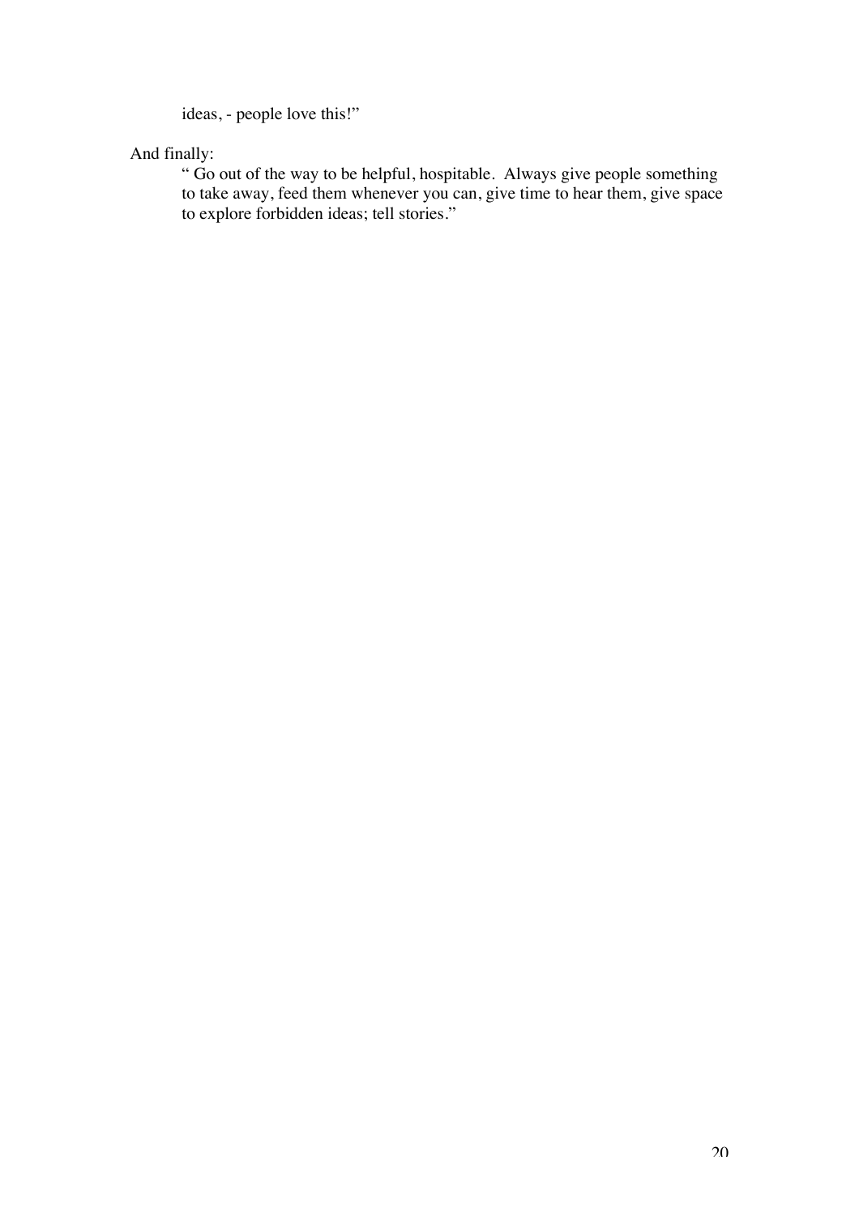ideas, - people love this!"

And finally:

> " Go out of the way to be helpful, hospitable. Always give people something to take away, feed them whenever you can, give time to hear them, give space to explore forbidden ideas; tell stories."